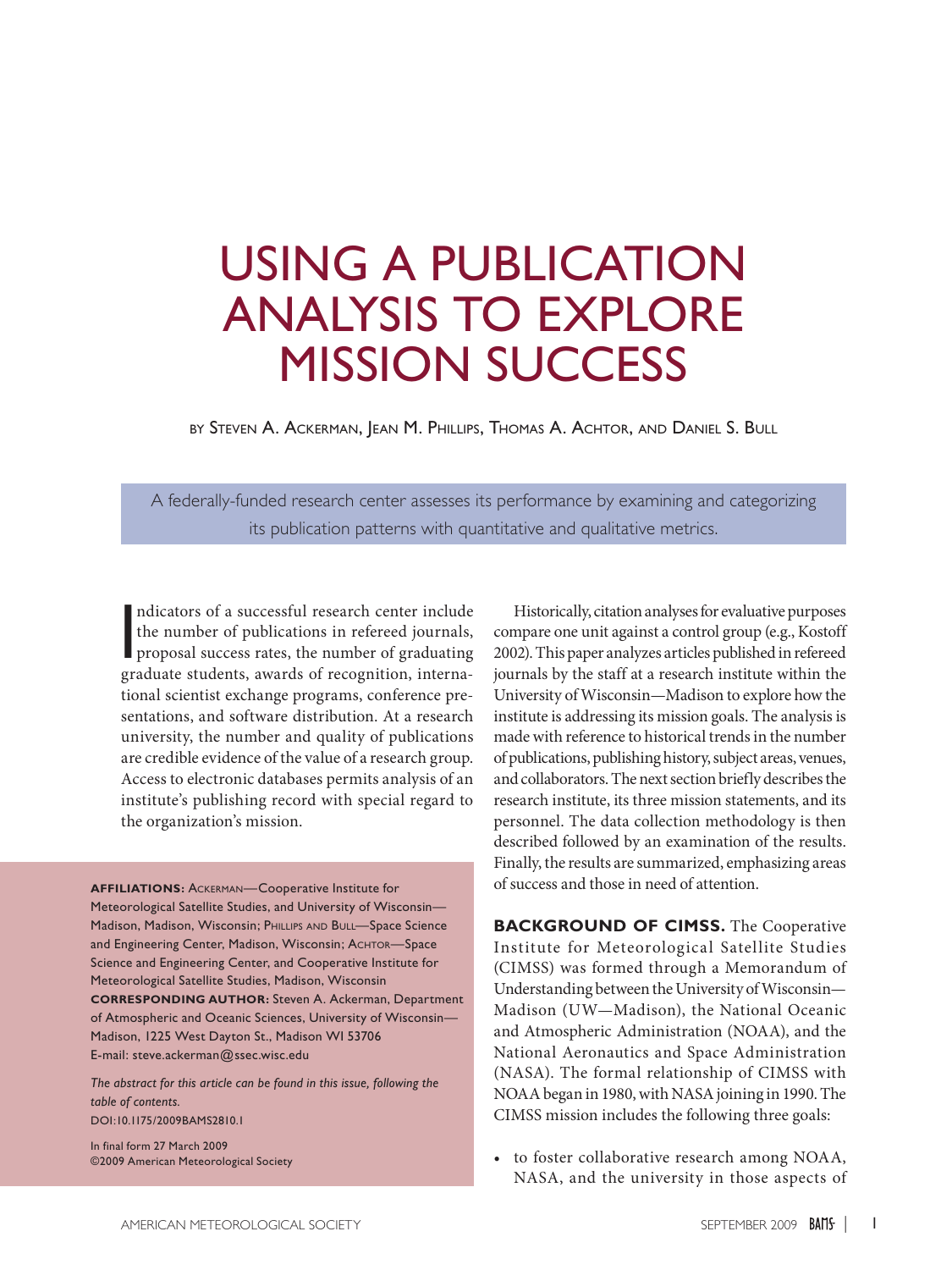# USING A PUBLICATION ANALYSIS TO EXPLORE MISSION SUCCESS

BY STEVEN A. ACKERMAN, JEAN M. PHILLIPS, THOMAS A. ACHTOR, AND DANIEL S. BULL

A federally-funded research center assesses its performance by examining and categorizing its publication patterns with quantitative and qualitative metrics.

Indicators of a successful research center include the number of publications in refereed journals, proposal success rates, the number of graduating graduate students, awards of recognition, international scientist exchange programs, conference presentations, and software distribution. At a research university, the number and quality of publications are credible evidence of the value of a research group. Access to electronic databases permits analysis of an institute's publishing record with special regard to the organization's mission.

**AFFILIATIONS:** ACKERMAN—Cooperative Institute for Meteorological Satellite Studies, and University of Wisconsin—Madison, Madison, Wisconsin; PHILLIPS AND BULL—Space Science and Engineering Center, Madison, Wisconsin; ACHTOR—Space Science and Engineering Center, and Cooperative Institute for Meteorological Satellite Studies, Madison, Wisconsin
**CORRESPONDING AUTHOR:** Steven A. Ackerman, Department of Atmospheric and Oceanic Sciences, University of Wisconsin—Madison, 1225 West Dayton St., Madison WI 53706
E-mail: steve.ackerman@ssec.wisc.edu

*The abstract for this article can be found in this issue, following the table of contents.*
DOI:10.1175/2009BAMS2810.1

In final form 27 March 2009
©2009 American Meteorological Society

Historically, citation analyses for evaluative purposes compare one unit against a control group (e.g., Kostoff 2002). This paper analyzes articles published in refereed journals by the staff at a research institute within the University of Wisconsin—Madison to explore how the institute is addressing its mission goals. The analysis is made with reference to historical trends in the number of publications, publishing history, subject areas, venues, and collaborators. The next section briefly describes the research institute, its three mission statements, and its personnel. The data collection methodology is then described followed by an examination of the results. Finally, the results are summarized, emphasizing areas of success and those in need of attention.

**BACKGROUND OF CIMSS.** The Cooperative Institute for Meteorological Satellite Studies (CIMSS) was formed through a Memorandum of Understanding between the University of Wisconsin—Madison (UW—Madison), the National Oceanic and Atmospheric Administration (NOAA), and the National Aeronautics and Space Administration (NASA). The formal relationship of CIMSS with NOAA began in 1980, with NASA joining in 1990. The CIMSS mission includes the following three goals:

- to foster collaborative research among NOAA, NASA, and the university in those aspects of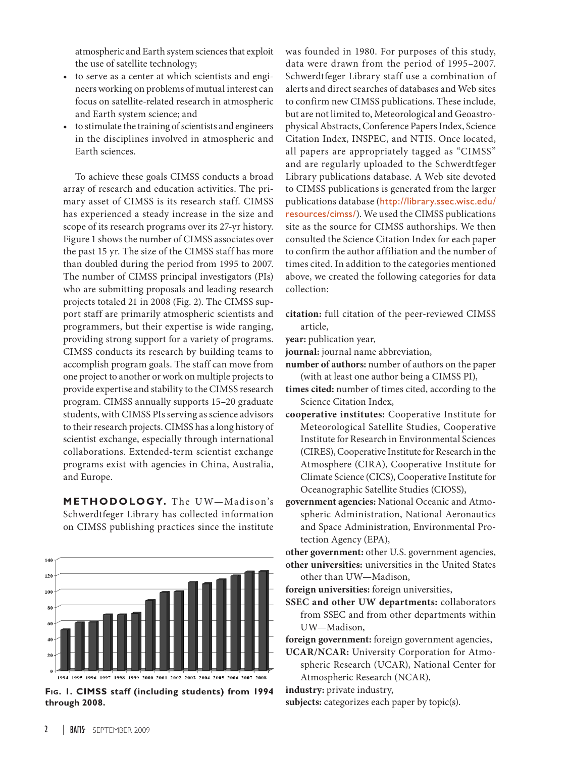atmospheric and Earth system sciences that exploit the use of satellite technology;

- to serve as a center at which scientists and engineers working on problems of mutual interest can focus on satellite-related research in atmospheric and Earth system science; and
- to stimulate the training of scientists and engineers in the disciplines involved in atmospheric and Earth sciences.

To achieve these goals CIMSS conducts a broad array of research and education activities. The primary asset of CIMSS is its research staff. CIMSS has experienced a steady increase in the size and scope of its research programs over its 27-yr history. Figure 1 shows the number of CIMSS associates over the past 15 yr. The size of the CIMSS staff has more than doubled during the period from 1995 to 2007. The number of CIMSS principal investigators (PIs) who are submitting proposals and leading research projects totaled 21 in 2008 (Fig. 2). The CIMSS support staff are primarily atmospheric scientists and programmers, but their expertise is wide ranging, providing strong support for a variety of programs. CIMSS conducts its research by building teams to accomplish program goals. The staff can move from one project to another or work on multiple projects to provide expertise and stability to the CIMSS research program. CIMSS annually supports 15–20 graduate students, with CIMSS PIs serving as science advisors to their research projects. CIMSS has a long history of scientist exchange, especially through international collaborations. Extended-term scientist exchange programs exist with agencies in China, Australia, and Europe.

**METHODOLOGY.** The UW—Madison's Schwerdtfeger Library has collected information on CIMSS publishing practices since the institute was founded in 1980. For purposes of this study, data were drawn from the period of 1995–2007. Schwerdtfeger Library staff use a combination of alerts and direct searches of databases and Web sites to confirm new CIMSS publications. These include, but are not limited to, Meteorological and Geoastrophysical Abstracts, Conference Papers Index, Science Citation Index, INSPEC, and NTIS. Once located, all papers are appropriately tagged as "CIMSS" and are regularly uploaded to the Schwerdtfeger Library publications database. A Web site devoted to CIMSS publications is generated from the larger publications database (http://library.ssec.wisc.edu/resources/cimss/). We used the CIMSS publications site as the source for CIMSS authorships. We then consulted the Science Citation Index for each paper to confirm the author affiliation and the number of times cited. In addition to the categories mentioned above, we created the following categories for data collection:

**citation:** full citation of the peer-reviewed CIMSS article,

**year:** publication year,

**journal:** journal name abbreviation,

**number of authors:** number of authors on the paper (with at least one author being a CIMSS PI),

**times cited:** number of times cited, according to the Science Citation Index,

**cooperative institutes:** Cooperative Institute for Meteorological Satellite Studies, Cooperative Institute for Research in Environmental Sciences (CIRES), Cooperative Institute for Research in the Atmosphere (CIRA), Cooperative Institute for Climate Science (CICS), Cooperative Institute for Oceanographic Satellite Studies (CIOSS),

**government agencies:** National Oceanic and Atmospheric Administration, National Aeronautics and Space Administration, Environmental Protection Agency (EPA),

**other government:** other U.S. government agencies,

**other universities:** universities in the United States other than UW—Madison,

**foreign universities:** foreign universities,

**SSEC and other UW departments:** collaborators from SSEC and from other departments within UW—Madison,

**foreign government:** foreign government agencies,

**UCAR/NCAR:** University Corporation for Atmospheric Research (UCAR), National Center for Atmospheric Research (NCAR),

**industry:** private industry,

**subjects:** categorizes each paper by topic(s).

**Fig. 1. CIMSS staff (including students) from 1994 through 2008.**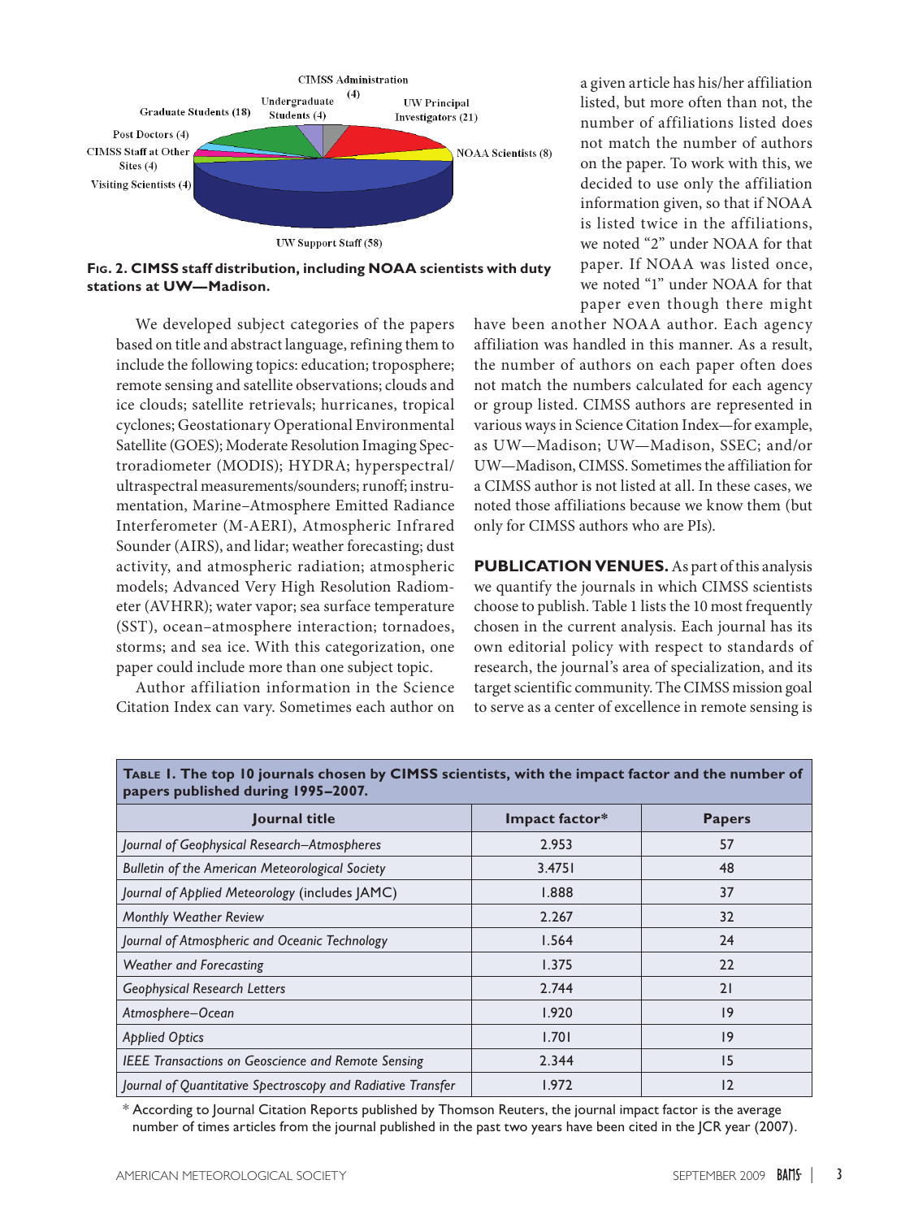**Fig. 2. CIMSS staff distribution, including NOAA scientists with duty stations at UW—Madison.**

We developed subject categories of the papers based on title and abstract language, refining them to include the following topics: education; troposphere; remote sensing and satellite observations; clouds and ice clouds; satellite retrievals; hurricanes, tropical cyclones; Geostationary Operational Environmental Satellite (GOES); Moderate Resolution Imaging Spectroradiometer (MODIS); HYDRA; hyperspectral/ultraspectral measurements/sounders; runoff; instrumentation, Marine–Atmosphere Emitted Radiance Interferometer (M-AERI), Atmospheric Infrared Sounder (AIRS), and lidar; weather forecasting; dust activity, and atmospheric radiation; atmospheric models; Advanced Very High Resolution Radiometer (AVHRR); water vapor; sea surface temperature (SST), ocean–atmosphere interaction; tornadoes, storms; and sea ice. With this categorization, one paper could include more than one subject topic.

Author affiliation information in the Science Citation Index can vary. Sometimes each author on a given article has his/her affiliation listed, but more often than not, the number of affiliations listed does not match the number of authors on the paper. To work with this, we decided to use only the affiliation information given, so that if NOAA is listed twice in the affiliations, we noted "2" under NOAA for that paper. If NOAA was listed once, we noted "1" under NOAA for that paper even though there might have been another NOAA author. Each agency affiliation was handled in this manner. As a result, the number of authors on each paper often does not match the numbers calculated for each agency or group listed. CIMSS authors are represented in various ways in Science Citation Index—for example, as UW—Madison; UW—Madison, SSEC; and/or UW—Madison, CIMSS. Sometimes the affiliation for a CIMSS author is not listed at all. In these cases, we noted those affiliations because we know them (but only for CIMSS authors who are PIs).

**PUBLICATION VENUES.** As part of this analysis we quantify the journals in which CIMSS scientists choose to publish. Table 1 lists the 10 most frequently chosen in the current analysis. Each journal has its own editorial policy with respect to standards of research, the journal's area of specialization, and its target scientific community. The CIMSS mission goal to serve as a center of excellence in remote sensing is

**Table 1. The top 10 journals chosen by CIMSS scientists, with the impact factor and the number of papers published during 1995–2007.**

| Journal title | Impact factor* | Papers |
|---|---|---|
| *Journal of Geophysical Research–Atmospheres* | 2.953 | 57 |
| *Bulletin of the American Meteorological Society* | 3.4751 | 48 |
| *Journal of Applied Meteorology* (includes JAMC) | 1.888 | 37 |
| *Monthly Weather Review* | 2.267 | 32 |
| *Journal of Atmospheric and Oceanic Technology* | 1.564 | 24 |
| *Weather and Forecasting* | 1.375 | 22 |
| *Geophysical Research Letters* | 2.744 | 21 |
| *Atmosphere–Ocean* | 1.920 | 19 |
| *Applied Optics* | 1.701 | 19 |
| *IEEE Transactions on Geoscience and Remote Sensing* | 2.344 | 15 |
| *Journal of Quantitative Spectroscopy and Radiative Transfer* | 1.972 | 12 |

\* According to Journal Citation Reports published by Thomson Reuters, the journal impact factor is the average number of times articles from the journal published in the past two years have been cited in the JCR year (2007).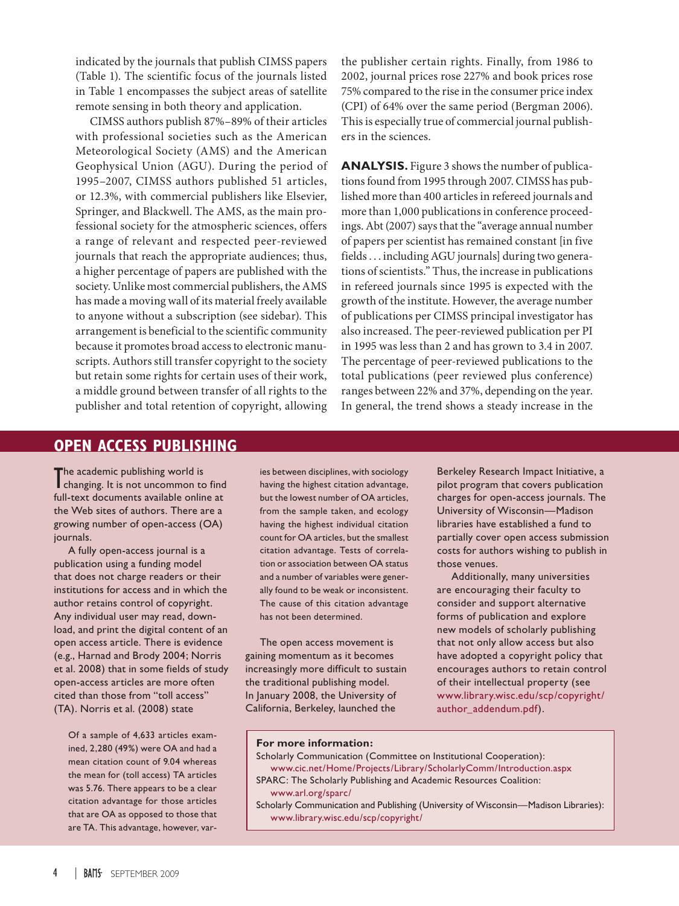indicated by the journals that publish CIMSS papers (Table 1). The scientific focus of the journals listed in Table 1 encompasses the subject areas of satellite remote sensing in both theory and application.

CIMSS authors publish 87%–89% of their articles with professional societies such as the American Meteorological Society (AMS) and the American Geophysical Union (AGU). During the period of 1995–2007, CIMSS authors published 51 articles, or 12.3%, with commercial publishers like Elsevier, Springer, and Blackwell. The AMS, as the main professional society for the atmospheric sciences, offers a range of relevant and respected peer-reviewed journals that reach the appropriate audiences; thus, a higher percentage of papers are published with the society. Unlike most commercial publishers, the AMS has made a moving wall of its material freely available to anyone without a subscription (see sidebar). This arrangement is beneficial to the scientific community because it promotes broad access to electronic manuscripts. Authors still transfer copyright to the society but retain some rights for certain uses of their work, a middle ground between transfer of all rights to the publisher and total retention of copyright, allowing the publisher certain rights. Finally, from 1986 to 2002, journal prices rose 227% and book prices rose 75% compared to the rise in the consumer price index (CPI) of 64% over the same period (Bergman 2006). This is especially true of commercial journal publishers in the sciences.

**ANALYSIS.** Figure 3 shows the number of publications found from 1995 through 2007. CIMSS has published more than 400 articles in refereed journals and more than 1,000 publications in conference proceedings. Abt (2007) says that the "average annual number of papers per scientist has remained constant [in five fields . . . including AGU journals] during two generations of scientists." Thus, the increase in publications in refereed journals since 1995 is expected with the growth of the institute. However, the average number of publications per CIMSS principal investigator has also increased. The peer-reviewed publication per PI in 1995 was less than 2 and has grown to 3.4 in 2007. The percentage of peer-reviewed publications to the total publications (peer reviewed plus conference) ranges between 22% and 37%, depending on the year. In general, the trend shows a steady increase in the

## OPEN ACCESS PUBLISHING

The academic publishing world is changing. It is not uncommon to find full-text documents available online at the Web sites of authors. There are a growing number of open-access (OA) journals.

A fully open-access journal is a publication using a funding model that does not charge readers or their institutions for access and in which the author retains control of copyright. Any individual user may read, download, and print the digital content of an open access article. There is evidence (e.g., Harnad and Brody 2004; Norris et al. 2008) that in some fields of study open-access articles are more often cited than those from "toll access" (TA). Norris et al. (2008) state

> Of a sample of 4,633 articles examined, 2,280 (49%) were OA and had a mean citation count of 9.04 whereas the mean for (toll access) TA articles was 5.76. There appears to be a clear citation advantage for those articles that are OA as opposed to those that are TA. This advantage, however, varies between disciplines, with sociology having the highest citation advantage, but the lowest number of OA articles, from the sample taken, and ecology having the highest individual citation count for OA articles, but the smallest citation advantage. Tests of correlation or association between OA status and a number of variables were generally found to be weak or inconsistent. The cause of this citation advantage has not been determined.

The open access movement is gaining momentum as it becomes increasingly more difficult to sustain the traditional publishing model. In January 2008, the University of California, Berkeley, launched the Berkeley Research Impact Initiative, a pilot program that covers publication charges for open-access journals. The University of Wisconsin—Madison libraries have established a fund to partially cover open access submission costs for authors wishing to publish in those venues.

Additionally, many universities are encouraging their faculty to consider and support alternative forms of publication and explore new models of scholarly publishing that not only allow access but also have adopted a copyright policy that encourages authors to retain control of their intellectual property (see www.library.wisc.edu/scp/copyright/author_addendum.pdf).

**For more information:**

Scholarly Communication (Committee on Institutional Cooperation):
www.cic.net/Home/Projects/Library/ScholarlyComm/Introduction.aspx

SPARC: The Scholarly Publishing and Academic Resources Coalition:
www.arl.org/sparc/

Scholarly Communication and Publishing (University of Wisconsin—Madison Libraries):
www.library.wisc.edu/scp/copyright/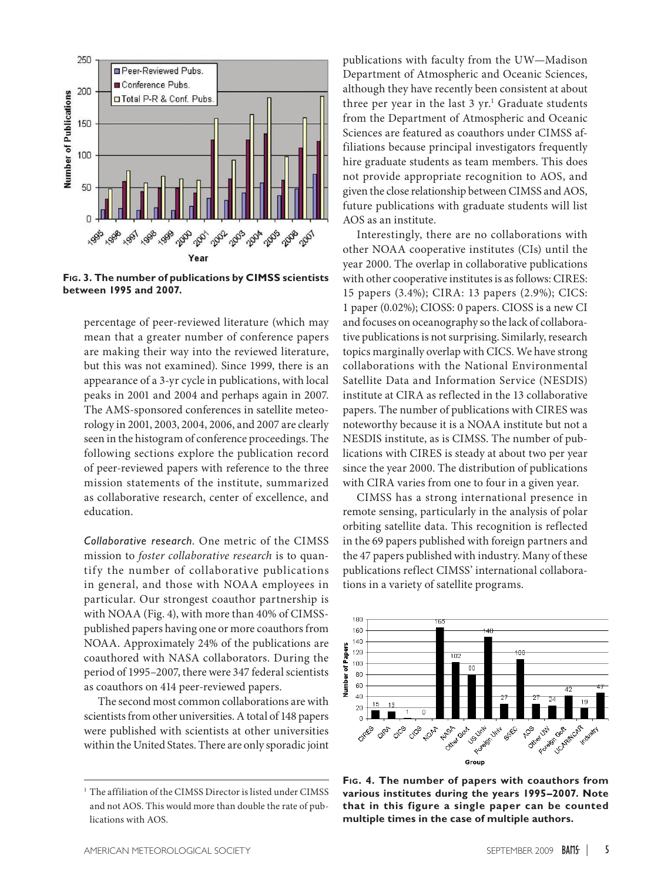**Fig. 3. The number of publications by CIMSS scientists between 1995 and 2007.**

percentage of peer-reviewed literature (which may mean that a greater number of conference papers are making their way into the reviewed literature, but this was not examined). Since 1999, there is an appearance of a 3-yr cycle in publications, with local peaks in 2001 and 2004 and perhaps again in 2007. The AMS-sponsored conferences in satellite meteorology in 2001, 2003, 2004, 2006, and 2007 are clearly seen in the histogram of conference proceedings. The following sections explore the publication record of peer-reviewed papers with reference to the three mission statements of the institute, summarized as collaborative research, center of excellence, and education.

*Collaborative research*. One metric of the CIMSS mission to *foster collaborative research* is to quantify the number of collaborative publications in general, and those with NOAA employees in particular. Our strongest coauthor partnership is with NOAA (Fig. 4), with more than 40% of CIMSS-published papers having one or more coauthors from NOAA. Approximately 24% of the publications are coauthored with NASA collaborators. During the period of 1995–2007, there were 347 federal scientists as coauthors on 414 peer-reviewed papers.

The second most common collaborations are with scientists from other universities. A total of 148 papers were published with scientists at other universities within the United States. There are only sporadic joint publications with faculty from the UW—Madison Department of Atmospheric and Oceanic Sciences, although they have recently been consistent at about three per year in the last 3 yr.[1] Graduate students from the Department of Atmospheric and Oceanic Sciences are featured as coauthors under CIMSS affiliations because principal investigators frequently hire graduate students as team members. This does not provide appropriate recognition to AOS, and given the close relationship between CIMSS and AOS, future publications with graduate students will list AOS as an institute.

Interestingly, there are no collaborations with other NOAA cooperative institutes (CIs) until the year 2000. The overlap in collaborative publications with other cooperative institutes is as follows: CIRES: 15 papers (3.4%); CIRA: 13 papers (2.9%); CICS: 1 paper (0.02%); CIOSS: 0 papers. CIOSS is a new CI and focuses on oceanography so the lack of collaborative publications is not surprising. Similarly, research topics marginally overlap with CICS. We have strong collaborations with the National Environmental Satellite Data and Information Service (NESDIS) institute at CIRA as reflected in the 13 collaborative papers. The number of publications with CIRES was noteworthy because it is a NOAA institute but not a NESDIS institute, as is CIMSS. The number of publications with CIRES is steady at about two per year since the year 2000. The distribution of publications with CIRA varies from one to four in a given year.

CIMSS has a strong international presence in remote sensing, particularly in the analysis of polar orbiting satellite data. This recognition is reflected in the 69 papers published with foreign partners and the 47 papers published with industry. Many of these publications reflect CIMSS' international collaborations in a variety of satellite programs.

**Fig. 4. The number of papers with coauthors from various institutes during the years 1995–2007. Note that in this figure a single paper can be counted multiple times in the case of multiple authors.**

[1] The affiliation of the CIMSS Director is listed under CIMSS and not AOS. This would more than double the rate of publications with AOS.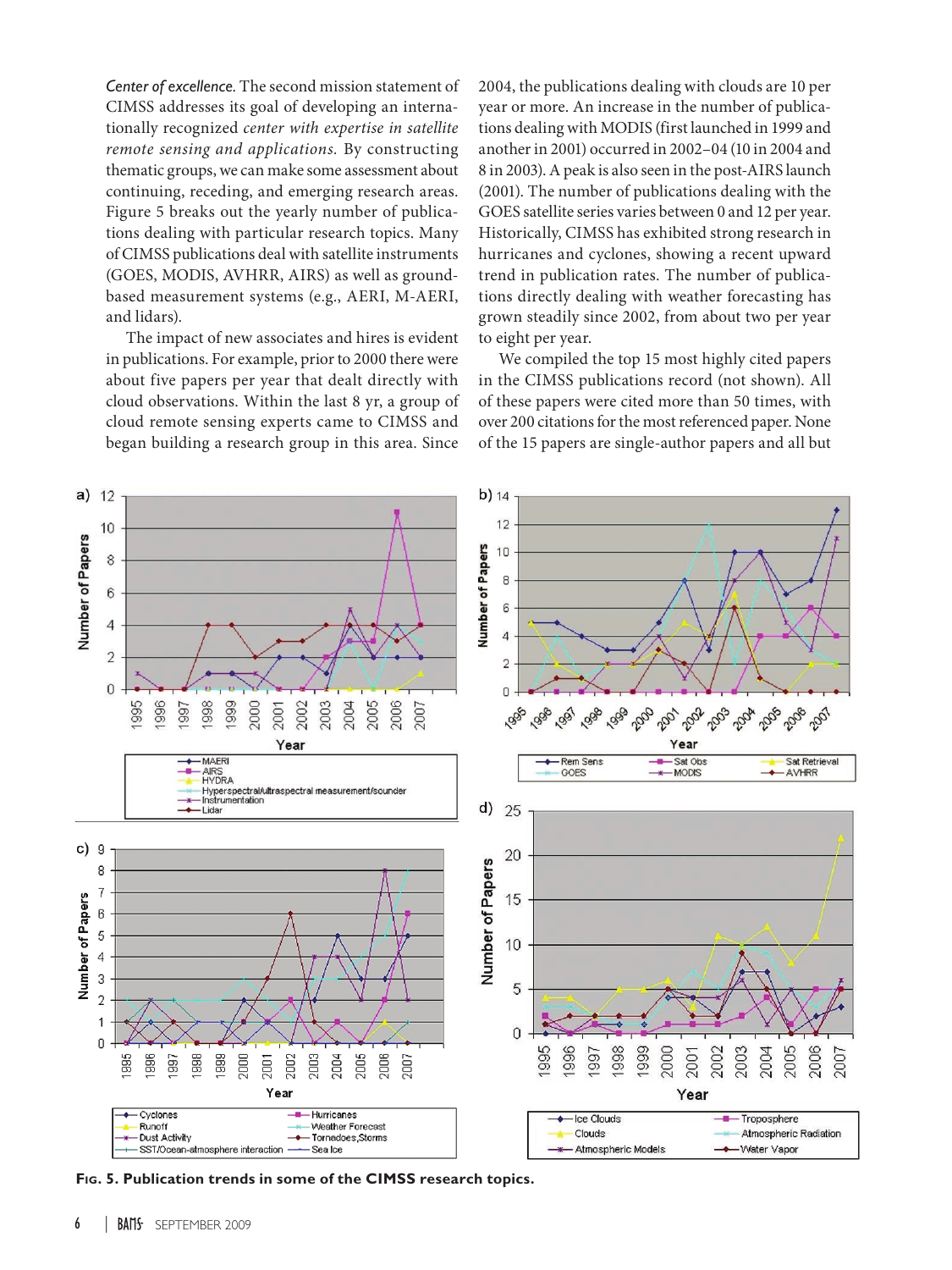*Center of excellence.* The second mission statement of CIMSS addresses its goal of developing an internationally recognized *center with expertise in satellite remote sensing and applications.* By constructing thematic groups, we can make some assessment about continuing, receding, and emerging research areas. Figure 5 breaks out the yearly number of publications dealing with particular research topics. Many of CIMSS publications deal with satellite instruments (GOES, MODIS, AVHRR, AIRS) as well as ground-based measurement systems (e.g., AERI, M-AERI, and lidars).

The impact of new associates and hires is evident in publications. For example, prior to 2000 there were about five papers per year that dealt directly with cloud observations. Within the last 8 yr, a group of cloud remote sensing experts came to CIMSS and began building a research group in this area. Since 2004, the publications dealing with clouds are 10 per year or more. An increase in the number of publications dealing with MODIS (first launched in 1999 and another in 2001) occurred in 2002–04 (10 in 2004 and 8 in 2003). A peak is also seen in the post-AIRS launch (2001). The number of publications dealing with the GOES satellite series varies between 0 and 12 per year. Historically, CIMSS has exhibited strong research in hurricanes and cyclones, showing a recent upward trend in publication rates. The number of publications directly dealing with weather forecasting has grown steadily since 2002, from about two per year to eight per year.

We compiled the top 15 most highly cited papers in the CIMSS publications record (not shown). All of these papers were cited more than 50 times, with over 200 citations for the most referenced paper. None of the 15 papers are single-author papers and all but

**Fig. 5. Publication trends in some of the CIMSS research topics.**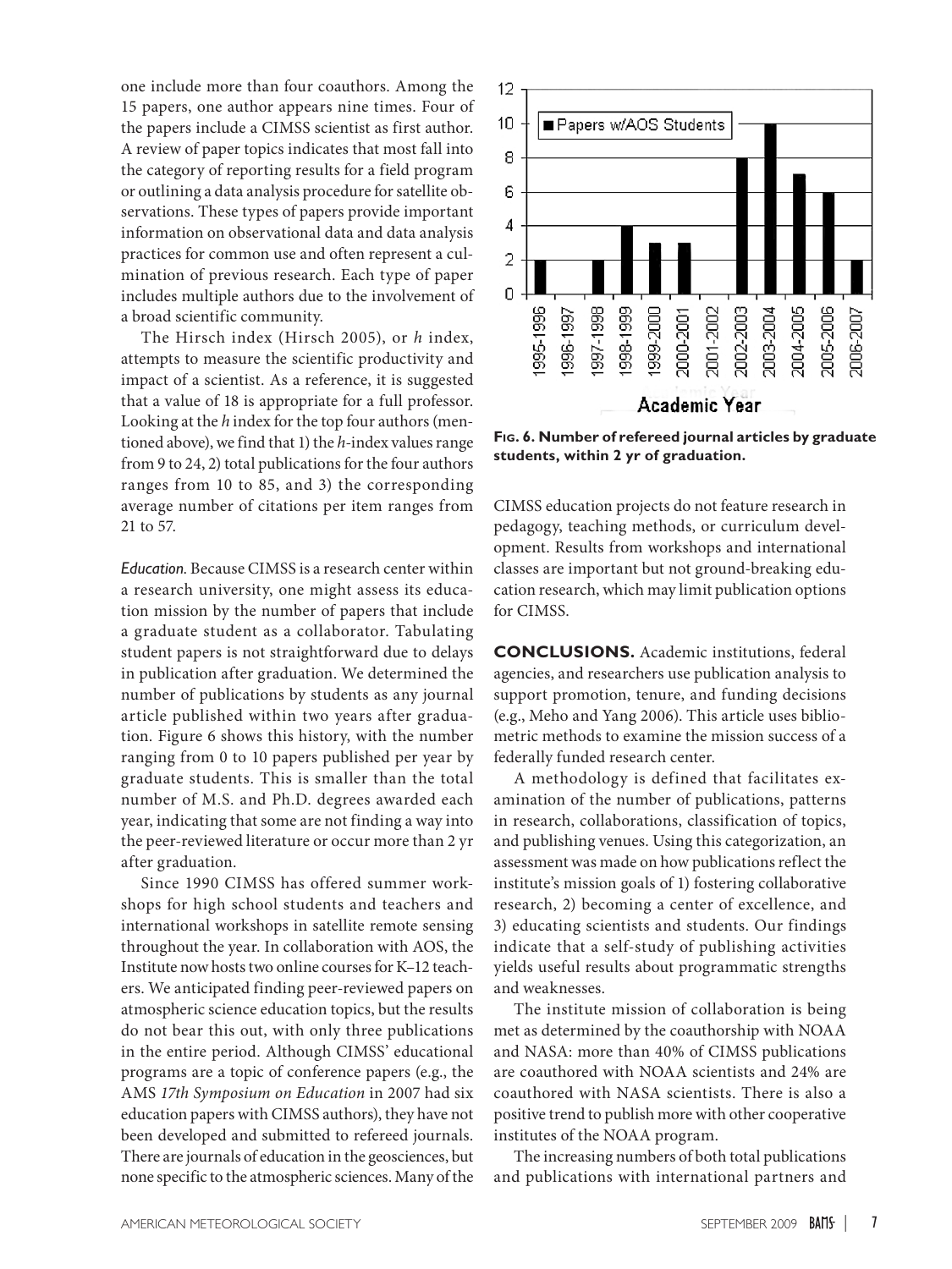one include more than four coauthors. Among the 15 papers, one author appears nine times. Four of the papers include a CIMSS scientist as first author. A review of paper topics indicates that most fall into the category of reporting results for a field program or outlining a data analysis procedure for satellite observations. These types of papers provide important information on observational data and data analysis practices for common use and often represent a culmination of previous research. Each type of paper includes multiple authors due to the involvement of a broad scientific community.

The Hirsch index (Hirsch 2005), or *h* index, attempts to measure the scientific productivity and impact of a scientist. As a reference, it is suggested that a value of 18 is appropriate for a full professor. Looking at the *h* index for the top four authors (mentioned above), we find that 1) the *h*-index values range from 9 to 24, 2) total publications for the four authors ranges from 10 to 85, and 3) the corresponding average number of citations per item ranges from 21 to 57.

*Education.* Because CIMSS is a research center within a research university, one might assess its education mission by the number of papers that include a graduate student as a collaborator. Tabulating student papers is not straightforward due to delays in publication after graduation. We determined the number of publications by students as any journal article published within two years after graduation. Figure 6 shows this history, with the number ranging from 0 to 10 papers published per year by graduate students. This is smaller than the total number of M.S. and Ph.D. degrees awarded each year, indicating that some are not finding a way into the peer-reviewed literature or occur more than 2 yr after graduation.

Since 1990 CIMSS has offered summer workshops for high school students and teachers and international workshops in satellite remote sensing throughout the year. In collaboration with AOS, the Institute now hosts two online courses for K–12 teachers. We anticipated finding peer-reviewed papers on atmospheric science education topics, but the results do not bear this out, with only three publications in the entire period. Although CIMSS' educational programs are a topic of conference papers (e.g., the AMS *17th Symposium on Education* in 2007 had six education papers with CIMSS authors), they have not been developed and submitted to refereed journals. There are journals of education in the geosciences, but none specific to the atmospheric sciences. Many of the CIMSS education projects do not feature research in pedagogy, teaching methods, or curriculum development. Results from workshops and international classes are important but not ground-breaking education research, which may limit publication options for CIMSS.

**Fig. 6. Number of refereed journal articles by graduate students, within 2 yr of graduation.**

**CONCLUSIONS.** Academic institutions, federal agencies, and researchers use publication analysis to support promotion, tenure, and funding decisions (e.g., Meho and Yang 2006). This article uses bibliometric methods to examine the mission success of a federally funded research center.

A methodology is defined that facilitates examination of the number of publications, patterns in research, collaborations, classification of topics, and publishing venues. Using this categorization, an assessment was made on how publications reflect the institute's mission goals of 1) fostering collaborative research, 2) becoming a center of excellence, and 3) educating scientists and students. Our findings indicate that a self-study of publishing activities yields useful results about programmatic strengths and weaknesses.

The institute mission of collaboration is being met as determined by the coauthorship with NOAA and NASA: more than 40% of CIMSS publications are coauthored with NOAA scientists and 24% are coauthored with NASA scientists. There is also a positive trend to publish more with other cooperative institutes of the NOAA program.

The increasing numbers of both total publications and publications with international partners and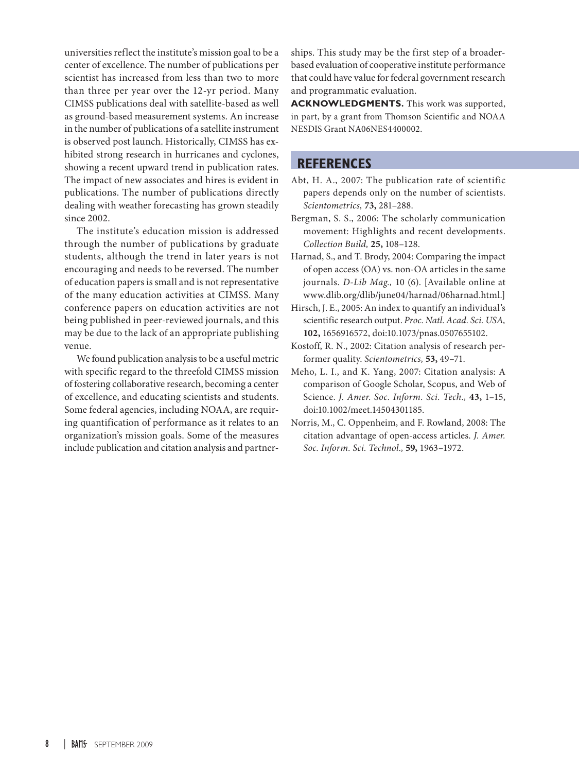universities reflect the institute's mission goal to be a center of excellence. The number of publications per scientist has increased from less than two to more than three per year over the 12-yr period. Many CIMSS publications deal with satellite-based as well as ground-based measurement systems. An increase in the number of publications of a satellite instrument is observed post launch. Historically, CIMSS has exhibited strong research in hurricanes and cyclones, showing a recent upward trend in publication rates. The impact of new associates and hires is evident in publications. The number of publications directly dealing with weather forecasting has grown steadily since 2002.

The institute's education mission is addressed through the number of publications by graduate students, although the trend in later years is not encouraging and needs to be reversed. The number of education papers is small and is not representative of the many education activities at CIMSS. Many conference papers on education activities are not being published in peer-reviewed journals, and this may be due to the lack of an appropriate publishing venue.

We found publication analysis to be a useful metric with specific regard to the threefold CIMSS mission of fostering collaborative research, becoming a center of excellence, and educating scientists and students. Some federal agencies, including NOAA, are requiring quantification of performance as it relates to an organization's mission goals. Some of the measures include publication and citation analysis and partnerships. This study may be the first step of a broader-based evaluation of cooperative institute performance that could have value for federal government research and programmatic evaluation.

**ACKNOWLEDGMENTS.** This work was supported, in part, by a grant from Thomson Scientific and NOAA NESDIS Grant NA06NES4400002.

## REFERENCES

Abt, H. A., 2007: The publication rate of scientific papers depends only on the number of scientists. *Scientometrics,* **73,** 281–288.

Bergman, S. S., 2006: The scholarly communication movement: Highlights and recent developments. *Collection Build,* **25,** 108–128.

Harnad, S., and T. Brody, 2004: Comparing the impact of open access (OA) vs. non-OA articles in the same journals. *D-Lib Mag.,* 10 (6). [Available online at www.dlib.org/dlib/june04/harnad/06harnad.html.]

Hirsch, J. E., 2005: An index to quantify an individual's scientific research output. *Proc. Natl. Acad. Sci. USA,* **102,** 1656916572, doi:10.1073/pnas.0507655102.

Kostoff, R. N., 2002: Citation analysis of research performer quality. *Scientometrics,* **53,** 49–71.

Meho, L. I., and K. Yang, 2007: Citation analysis: A comparison of Google Scholar, Scopus, and Web of Science. *J. Amer. Soc. Inform. Sci. Tech.,* **43,** 1–15, doi:10.1002/meet.14504301185.

Norris, M., C. Oppenheim, and F. Rowland, 2008: The citation advantage of open-access articles. *J. Amer. Soc. Inform. Sci. Technol.,* **59,** 1963–1972.